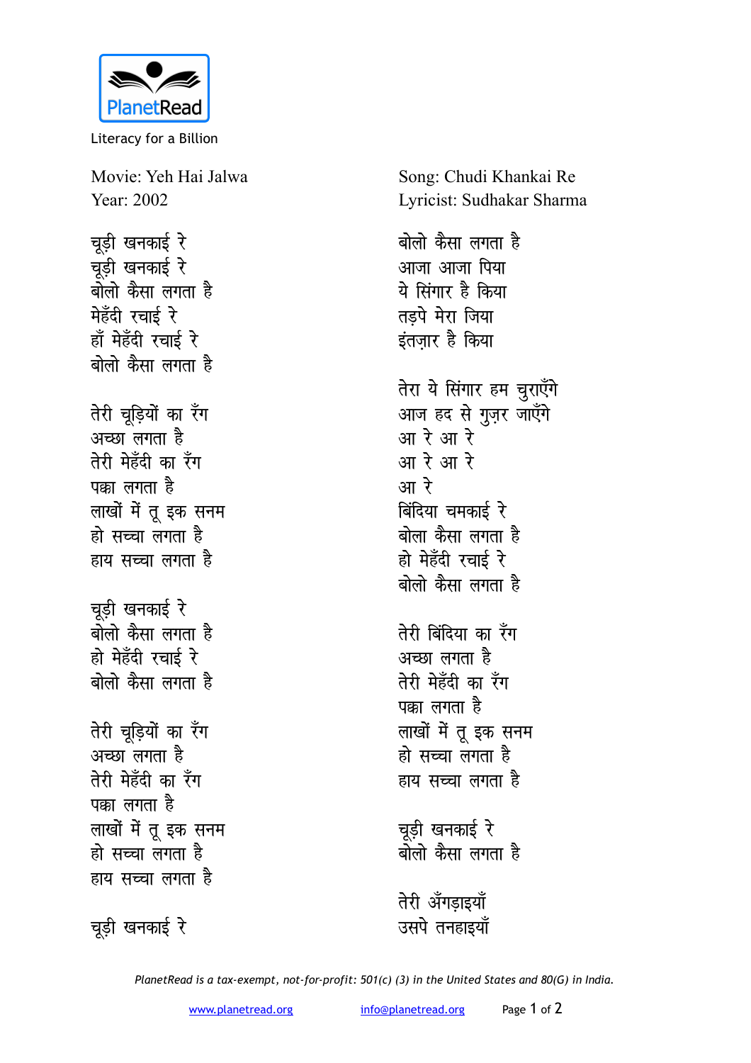Literacy for a Billion

Movie: Yeh Hai Jalwa
Year: 2002

Song: Chudi Khankai Re
Lyricist: Sudhakar Sharma

चूड़ी खनकाई रे
चूड़ी खनकाई रे
बोलो कैसा लगता है
मेहँदी रचाई रे
हाँ मेहँदी रचाई रे
बोलो कैसा लगता है

तेरी चूड़ियों का रँग
अच्छा लगता है
तेरी मेहँदी का रँग
पक्का लगता है
लाखों में तू इक सनम
हो सच्चा लगता है
हाय सच्चा लगता है

चूड़ी खनकाई रे
बोलो कैसा लगता है
हो मेहँदी रचाई रे
बोलो कैसा लगता है

तेरी चूड़ियों का रँग
अच्छा लगता है
तेरी मेहँदी का रँग
पक्का लगता है
लाखों में तू इक सनम
हो सच्चा लगता है
हाय सच्चा लगता है

चूड़ी खनकाई रे
बोलो कैसा लगता है
आजा आजा पिया
ये सिंगार है किया
तड़पे मेरा जिया
इंतज़ार है किया

तेरा ये सिंगार हम चुराएँगे
आज हद से गुज़र जाएँगे
आ रे आ रे
आ रे आ रे
आ रे
बिंदिया चमकाई रे
बोला कैसा लगता है
हो मेहँदी रचाई रे
बोलो कैसा लगता है

तेरी बिंदिया का रँग
अच्छा लगता है
तेरी मेहँदी का रँग
पक्का लगता है
लाखों में तू इक सनम
हो सच्चा लगता है
हाय सच्चा लगता है

चूड़ी खनकाई रे
बोलो कैसा लगता है

तेरी अँगड़ाइयाँ
उसपे तनहाइयाँ

*PlanetRead is a tax-exempt, not-for-profit: 501(c) (3) in the United States and 80(G) in India.*

www.planetread.org info@planetread.org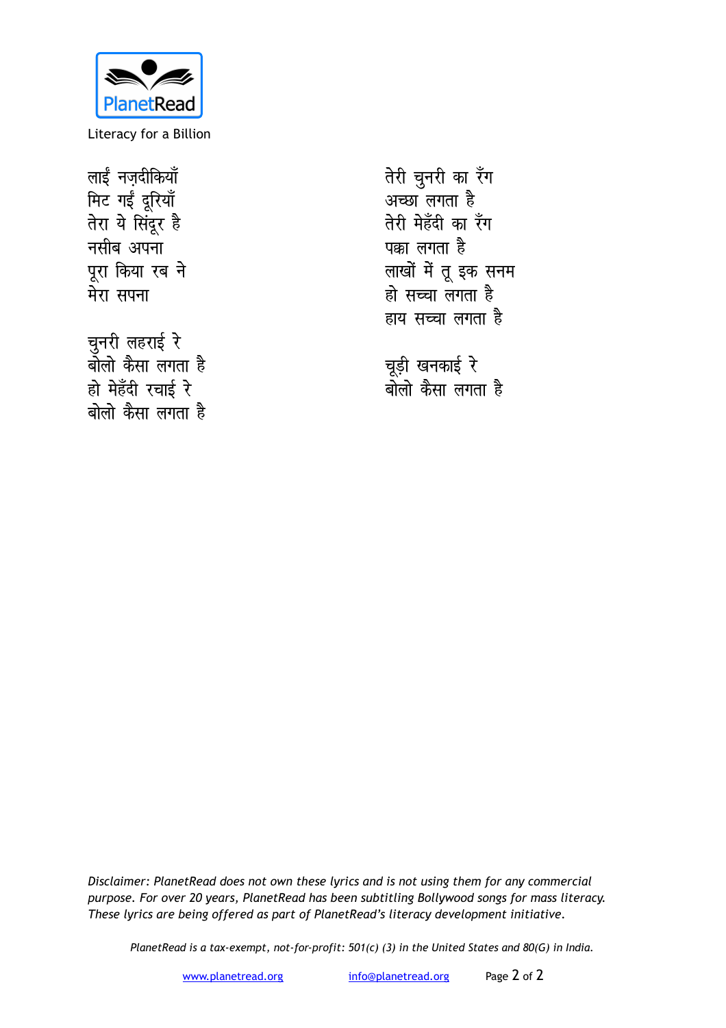लाईं नज़दीकियाँ
मिट गईं दूरियाँ
तेरा ये सिंदूर है
नसीब अपना
पूरा किया रब ने
मेरा सपना

चुनरी लहराई रे
बोलो कैसा लगता है
हो मेहँदी रचाई रे
बोलो कैसा लगता है

तेरी चुनरी का रँग
अच्छा लगता है
तेरी मेहँदी का रँग
पक्का लगता है
लाखों में तू इक सनम
हो सच्चा लगता है
हाय सच्चा लगता है

चूड़ी खनकाई रे
बोलो कैसा लगता है

*Disclaimer: PlanetRead does not own these lyrics and is not using them for any commercial purpose. For over 20 years, PlanetRead has been subtitling Bollywood songs for mass literacy. These lyrics are being offered as part of PlanetRead's literacy development initiative.*

*PlanetRead is a tax-exempt, not-for-profit: 501(c) (3) in the United States and 80(G) in India.*

www.planetread.org info@planetread.org